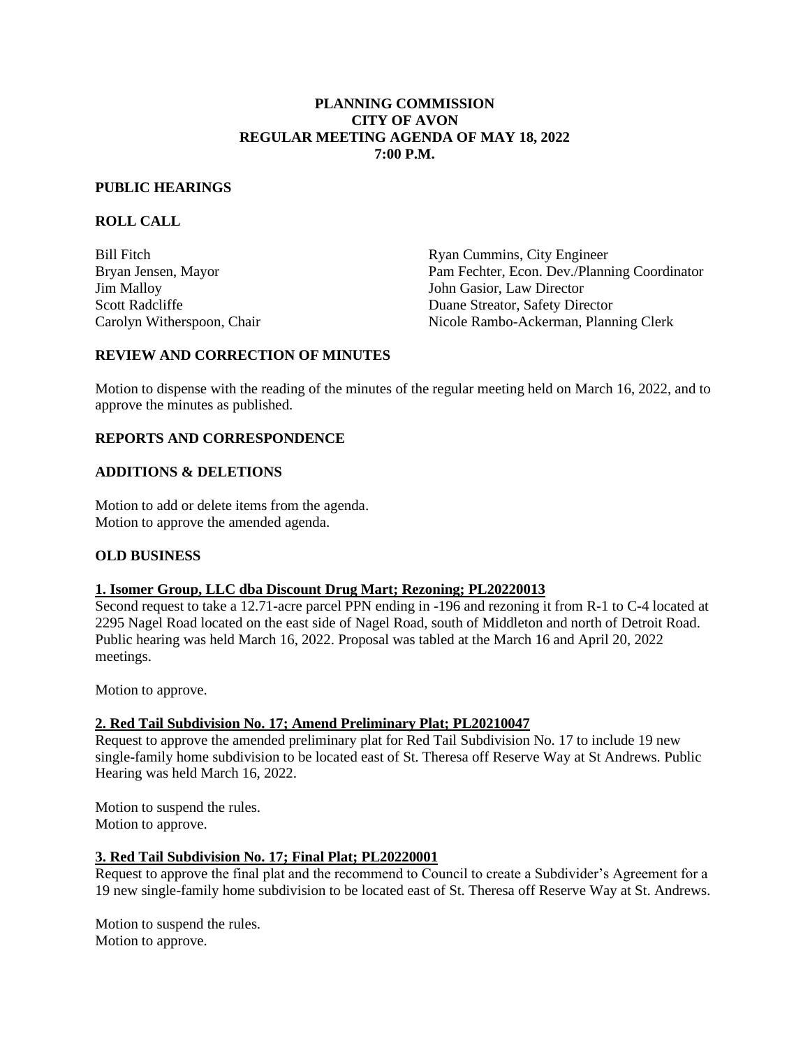# PLANNING COMMISSION
# CITY OF AVON
# REGULAR MEETING AGENDA OF MAY 18, 2022
# 7:00 P.M.

## PUBLIC HEARINGS

## ROLL CALL

Bill Fitch
Bryan Jensen, Mayor
Jim Malloy
Scott Radcliffe
Carolyn Witherspoon, Chair

Ryan Cummins, City Engineer
Pam Fechter, Econ. Dev./Planning Coordinator
John Gasior, Law Director
Duane Streator, Safety Director
Nicole Rambo-Ackerman, Planning Clerk

## REVIEW AND CORRECTION OF MINUTES

Motion to dispense with the reading of the minutes of the regular meeting held on March 16, 2022, and to approve the minutes as published.

## REPORTS AND CORRESPONDENCE

## ADDITIONS & DELETIONS

Motion to add or delete items from the agenda.
Motion to approve the amended agenda.

## OLD BUSINESS

### 1. Isomer Group, LLC dba Discount Drug Mart; Rezoning; PL20220013

Second request to take a 12.71-acre parcel PPN ending in -196 and rezoning it from R-1 to C-4 located at 2295 Nagel Road located on the east side of Nagel Road, south of Middleton and north of Detroit Road. Public hearing was held March 16, 2022. Proposal was tabled at the March 16 and April 20, 2022 meetings.

Motion to approve.

### 2. Red Tail Subdivision No. 17; Amend Preliminary Plat; PL20210047

Request to approve the amended preliminary plat for Red Tail Subdivision No. 17 to include 19 new single-family home subdivision to be located east of St. Theresa off Reserve Way at St Andrews. Public Hearing was held March 16, 2022.

Motion to suspend the rules.
Motion to approve.

### 3. Red Tail Subdivision No. 17; Final Plat; PL20220001

Request to approve the final plat and the recommend to Council to create a Subdivider's Agreement for a 19 new single-family home subdivision to be located east of St. Theresa off Reserve Way at St. Andrews.

Motion to suspend the rules.
Motion to approve.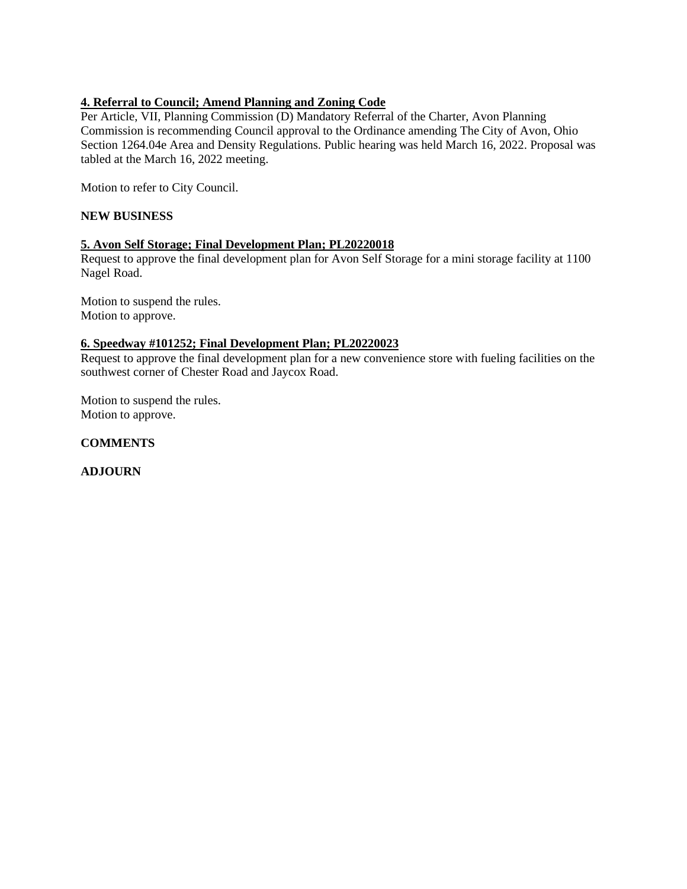**4. Referral to Council; Amend Planning and Zoning Code**

Per Article, VII, Planning Commission (D) Mandatory Referral of the Charter, Avon Planning Commission is recommending Council approval to the Ordinance amending The City of Avon, Ohio Section 1264.04e Area and Density Regulations. Public hearing was held March 16, 2022. Proposal was tabled at the March 16, 2022 meeting.

Motion to refer to City Council.

**NEW BUSINESS**

**5. Avon Self Storage; Final Development Plan; PL20220018**

Request to approve the final development plan for Avon Self Storage for a mini storage facility at 1100 Nagel Road.

Motion to suspend the rules.
Motion to approve.

**6. Speedway #101252; Final Development Plan; PL20220023**

Request to approve the final development plan for a new convenience store with fueling facilities on the southwest corner of Chester Road and Jaycox Road.

Motion to suspend the rules.
Motion to approve.

**COMMENTS**

**ADJOURN**